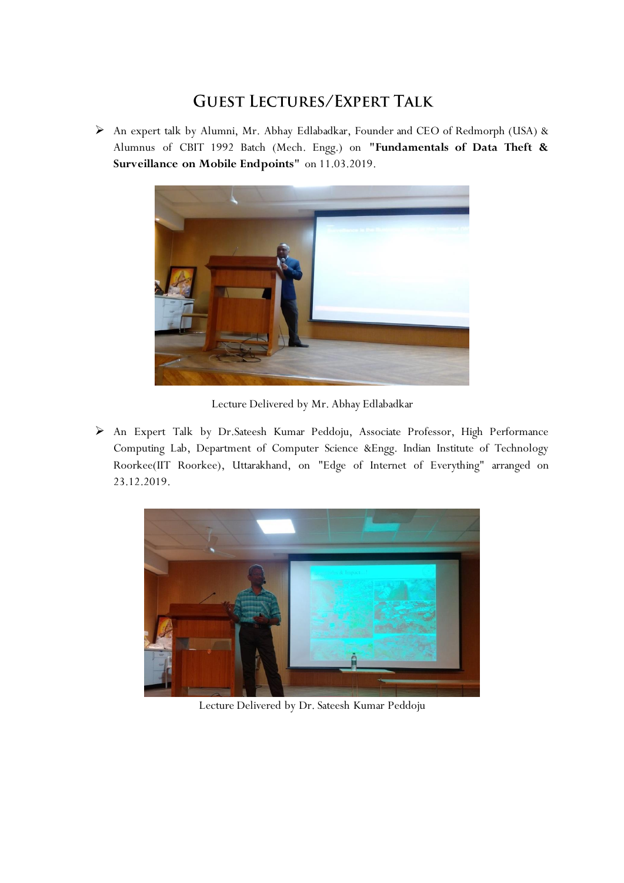# Guest Lectures/Expert Talk

- An expert talk by Alumni, Mr. Abhay Edlabadkar, Founder and CEO of Redmorph (USA) & Alumnus of CBIT 1992 Batch (Mech. Engg.) on **"Fundamentals of Data Theft & Surveillance on Mobile Endpoints"** on 11.03.2019.

Lecture Delivered by Mr. Abhay Edlabadkar

- An Expert Talk by Dr.Sateesh Kumar Peddoju, Associate Professor, High Performance Computing Lab, Department of Computer Science &Engg. Indian Institute of Technology Roorkee(IIT Roorkee), Uttarakhand, on "Edge of Internet of Everything" arranged on 23.12.2019.

Lecture Delivered by Dr. Sateesh Kumar Peddoju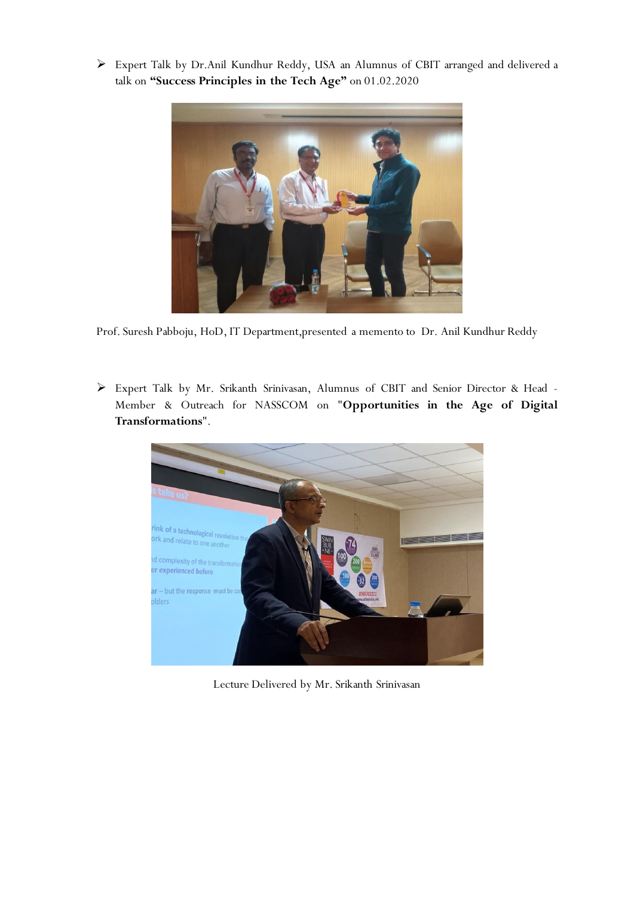- Expert Talk by Dr.Anil Kundhur Reddy, USA an Alumnus of CBIT arranged and delivered a talk on **"Success Principles in the Tech Age"** on 01.02.2020

Prof. Suresh Pabboju, HoD, IT Department,presented a memento to Dr. Anil Kundhur Reddy

- Expert Talk by Mr. Srikanth Srinivasan, Alumnus of CBIT and Senior Director & Head - Member & Outreach for NASSCOM on "**Opportunities in the Age of Digital Transformations**".

Lecture Delivered by Mr. Srikanth Srinivasan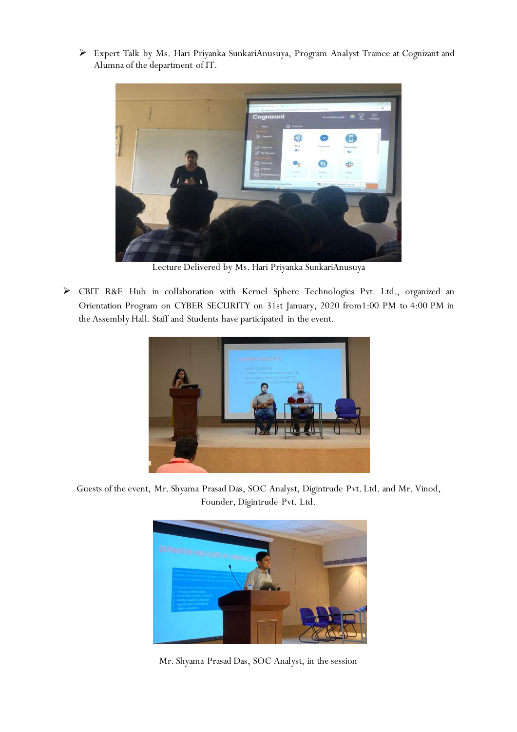- Expert Talk by Ms. Hari Priyanka SunkariAnusuya, Program Analyst Trainee at Cognizant and Alumna of the department of IT.

Lecture Delivered by Ms. Hari Priyanka SunkariAnusuya

- CBIT R&E Hub in collaboration with Kernel Sphere Technologies Pvt. Ltd., organized an Orientation Program on CYBER SECURITY on 31st January, 2020 from1:00 PM to 4:00 PM in the Assembly Hall. Staff and Students have participated in the event.

Guests of the event, Mr. Shyama Prasad Das, SOC Analyst, Digintrude Pvt. Ltd. and Mr. Vinod, Founder, Digintrude Pvt. Ltd.

Mr. Shyama Prasad Das, SOC Analyst, in the session